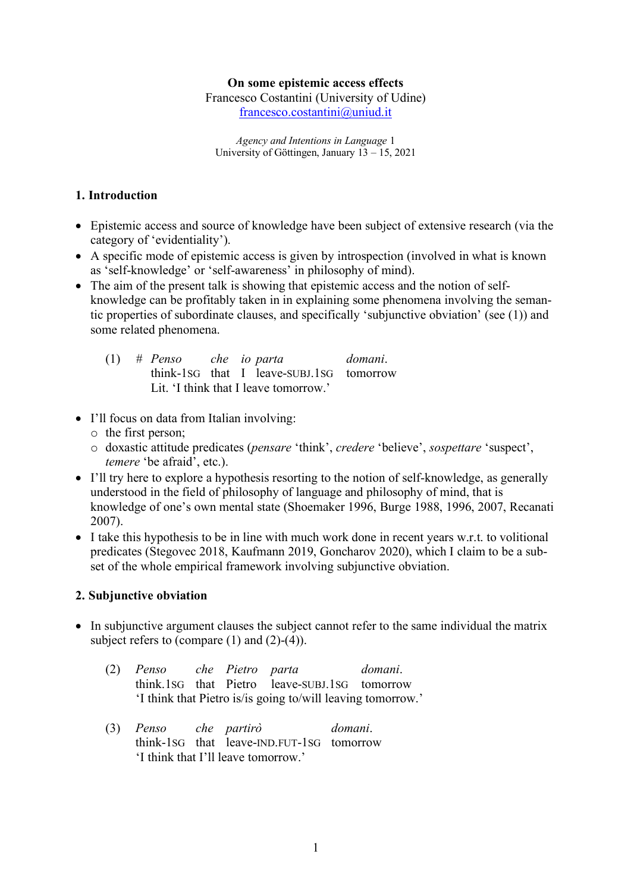**On some epistemic access effects**
Francesco Costantini (University of Udine)
francesco.costantini@uniud.it

*Agency and Intentions in Language* 1
University of Göttingen, January 13 – 15, 2021

## 1. Introduction

- Epistemic access and source of knowledge have been subject of extensive research (via the category of 'evidentiality').
- A specific mode of epistemic access is given by introspection (involved in what is known as 'self-knowledge' or 'self-awareness' in philosophy of mind).
- The aim of the present talk is showing that epistemic access and the notion of self-knowledge can be profitably taken in in explaining some phenomena involving the semantic properties of subordinate clauses, and specifically 'subjunctive obviation' (see (1)) and some related phenomena.

(1) # *Penso che io parta domani.*
think-1SG that I leave-SUBJ.1SG tomorrow
Lit. 'I think that I leave tomorrow.'

- I'll focus on data from Italian involving:
  - the first person;
  - doxastic attitude predicates (*pensare* 'think', *credere* 'believe', *sospettare* 'suspect', *temere* 'be afraid', etc.).
- I'll try here to explore a hypothesis resorting to the notion of self-knowledge, as generally understood in the field of philosophy of language and philosophy of mind, that is knowledge of one's own mental state (Shoemaker 1996, Burge 1988, 1996, 2007, Recanati 2007).
- I take this hypothesis to be in line with much work done in recent years w.r.t. to volitional predicates (Stegovec 2018, Kaufmann 2019, Goncharov 2020), which I claim to be a subset of the whole empirical framework involving subjunctive obviation.

## 2. Subjunctive obviation

- In subjunctive argument clauses the subject cannot refer to the same individual the matrix subject refers to (compare (1) and (2)-(4)).

(2) *Penso che Pietro parta domani.*
think.1SG that Pietro leave-SUBJ.1SG tomorrow
'I think that Pietro is/is going to/will leaving tomorrow.'

(3) *Penso che partirò domani.*
think-1SG that leave-IND.FUT-1SG tomorrow
'I think that I'll leave tomorrow.'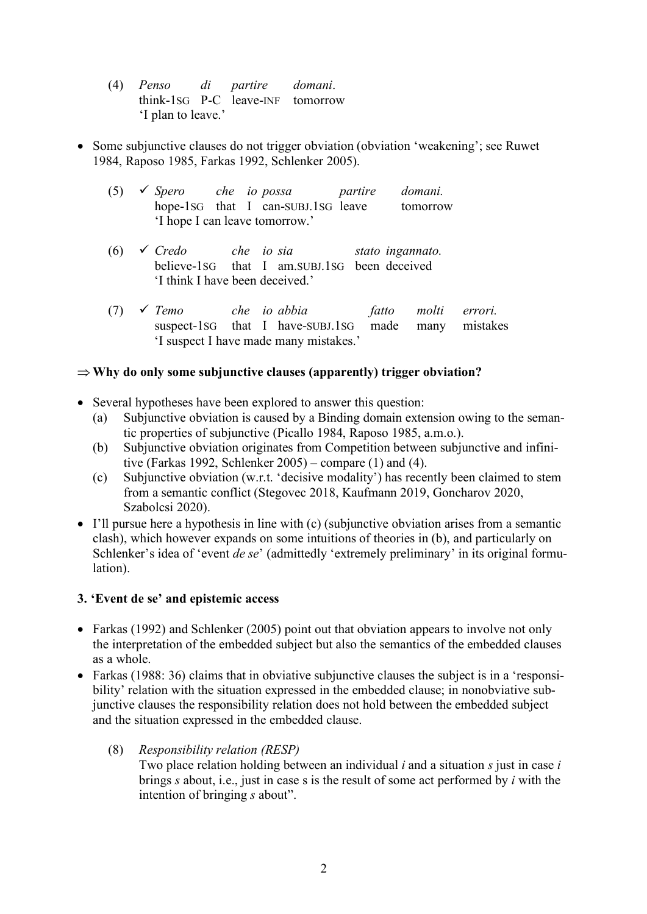(4) *Penso di partire domani*.
think-1SG P-C leave-INF tomorrow
'I plan to leave.'

- Some subjunctive clauses do not trigger obviation (obviation 'weakening'; see Ruwet 1984, Raposo 1985, Farkas 1992, Schlenker 2005).

(5) ✓ *Spero che io possa partire domani.*
hope-1SG that I can-SUBJ.1SG leave tomorrow
'I hope I can leave tomorrow.'

(6) ✓ *Credo che io sia stato ingannato.*
believe-1SG that I am.SUBJ.1SG been deceived
'I think I have been deceived.'

(7) ✓ *Temo che io abbia fatto molti errori.*
suspect-1SG that I have-SUBJ.1SG made many mistakes
'I suspect I have made many mistakes.'

⇒ **Why do only some subjunctive clauses (apparently) trigger obviation?**

- Several hypotheses have been explored to answer this question:
  (a) Subjunctive obviation is caused by a Binding domain extension owing to the semantic properties of subjunctive (Picallo 1984, Raposo 1985, a.m.o.).
  (b) Subjunctive obviation originates from Competition between subjunctive and infinitive (Farkas 1992, Schlenker 2005) – compare (1) and (4).
  (c) Subjunctive obviation (w.r.t. 'decisive modality') has recently been claimed to stem from a semantic conflict (Stegovec 2018, Kaufmann 2019, Goncharov 2020, Szabolcsi 2020).
- I'll pursue here a hypothesis in line with (c) (subjunctive obviation arises from a semantic clash), which however expands on some intuitions of theories in (b), and particularly on Schlenker's idea of 'event *de se*' (admittedly 'extremely preliminary' in its original formulation).

## 3. 'Event de se' and epistemic access

- Farkas (1992) and Schlenker (2005) point out that obviation appears to involve not only the interpretation of the embedded subject but also the semantics of the embedded clauses as a whole.
- Farkas (1988: 36) claims that in obviative subjunctive clauses the subject is in a 'responsibility' relation with the situation expressed in the embedded clause; in nonobviative subjunctive clauses the responsibility relation does not hold between the embedded subject and the situation expressed in the embedded clause.

(8) *Responsibility relation (RESP)*
Two place relation holding between an individual *i* and a situation *s* just in case *i* brings *s* about, i.e., just in case s is the result of some act performed by *i* with the intention of bringing *s* about".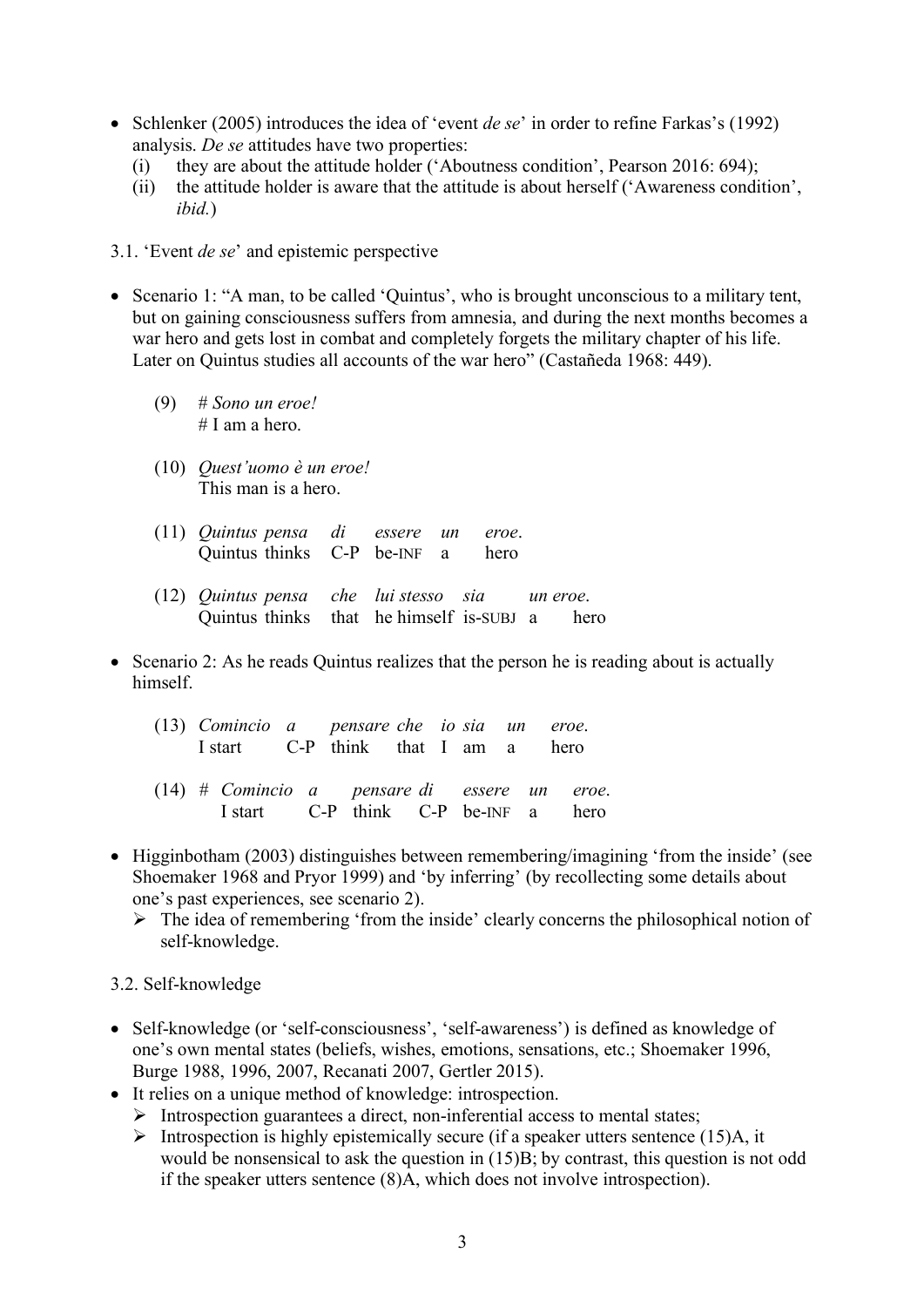- Schlenker (2005) introduces the idea of 'event *de se*' in order to refine Farkas's (1992) analysis. *De se* attitudes have two properties:
  (i) they are about the attitude holder ('Aboutness condition', Pearson 2016: 694);
  (ii) the attitude holder is aware that the attitude is about herself ('Awareness condition', *ibid.*)

3.1. 'Event *de se*' and epistemic perspective

- Scenario 1: "A man, to be called 'Quintus', who is brought unconscious to a military tent, but on gaining consciousness suffers from amnesia, and during the next months becomes a war hero and gets lost in combat and completely forgets the military chapter of his life. Later on Quintus studies all accounts of the war hero" (Castañeda 1968: 449).

(9) # *Sono un eroe!*
# I am a hero.

(10) *Quest'uomo è un eroe!*
This man is a hero.

(11) *Quintus pensa di essere un eroe.*
Quintus thinks C-P be-INF a hero

(12) *Quintus pensa che lui stesso sia un eroe.*
Quintus thinks that he himself is-SUBJ a hero

- Scenario 2: As he reads Quintus realizes that the person he is reading about is actually himself.

(13) *Comincio a pensare che io sia un eroe.*
I start C-P think that I am a hero

(14) # *Comincio a pensare di essere un eroe.*
I start C-P think C-P be-INF a hero

- Higginbotham (2003) distinguishes between remembering/imagining 'from the inside' (see Shoemaker 1968 and Pryor 1999) and 'by inferring' (by recollecting some details about one's past experiences, see scenario 2).
  - The idea of remembering 'from the inside' clearly concerns the philosophical notion of self-knowledge.

3.2. Self-knowledge

- Self-knowledge (or 'self-consciousness', 'self-awareness') is defined as knowledge of one's own mental states (beliefs, wishes, emotions, sensations, etc.; Shoemaker 1996, Burge 1988, 1996, 2007, Recanati 2007, Gertler 2015).
- It relies on a unique method of knowledge: introspection.
  - Introspection guarantees a direct, non-inferential access to mental states;
  - Introspection is highly epistemically secure (if a speaker utters sentence (15)A, it would be nonsensical to ask the question in (15)B; by contrast, this question is not odd if the speaker utters sentence (8)A, which does not involve introspection).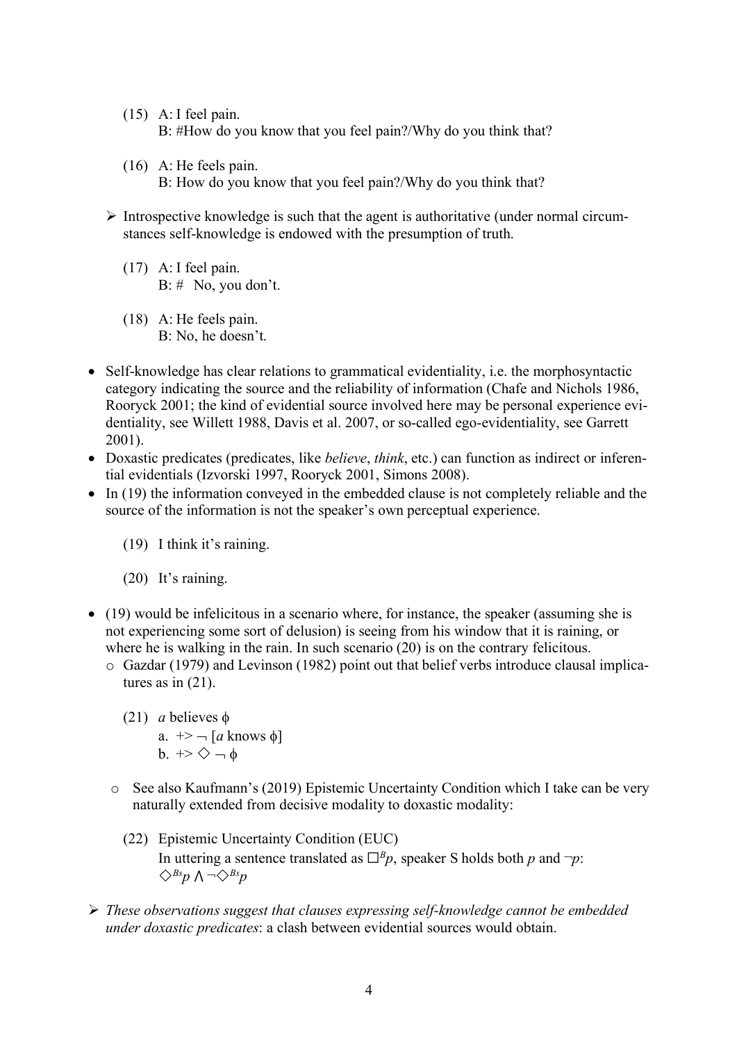(15) A: I feel pain.
B: #How do you know that you feel pain?/Why do you think that?

(16) A: He feels pain.
B: How do you know that you feel pain?/Why do you think that?

➢ Introspective knowledge is such that the agent is authoritative (under normal circumstances self-knowledge is endowed with the presumption of truth.

(17) A: I feel pain.
B: # No, you don't.

(18) A: He feels pain.
B: No, he doesn't.

- Self-knowledge has clear relations to grammatical evidentiality, i.e. the morphosyntactic category indicating the source and the reliability of information (Chafe and Nichols 1986, Rooryck 2001; the kind of evidential source involved here may be personal experience evidentiality, see Willett 1988, Davis et al. 2007, or so-called ego-evidentiality, see Garrett 2001).
- Doxastic predicates (predicates, like *believe*, *think*, etc.) can function as indirect or inferential evidentials (Izvorski 1997, Rooryck 2001, Simons 2008).
- In (19) the information conveyed in the embedded clause is not completely reliable and the source of the information is not the speaker's own perceptual experience.

(19) I think it's raining.

(20) It's raining.

- (19) would be infelicitous in a scenario where, for instance, the speaker (assuming she is not experiencing some sort of delusion) is seeing from his window that it is raining, or where he is walking in the rain. In such scenario (20) is on the contrary felicitous.
  - Gazdar (1979) and Levinson (1982) point out that belief verbs introduce clausal implicatures as in (21).

(21) *a* believes $\phi$
a. $+> \neg$ [*a* knows $\phi$]
b. $+> \Diamond \neg \phi$

  - See also Kaufmann's (2019) Epistemic Uncertainty Condition which I take can be very naturally extended from decisive modality to doxastic modality:

(22) Epistemic Uncertainty Condition (EUC)
In uttering a sentence translated as $\Box^{B}p$, speaker S holds both $p$ and $\neg p$:
$\Diamond^{Bs}p \wedge \neg\Diamond^{Bs}p$

➢ *These observations suggest that clauses expressing self-knowledge cannot be embedded under doxastic predicates*: a clash between evidential sources would obtain.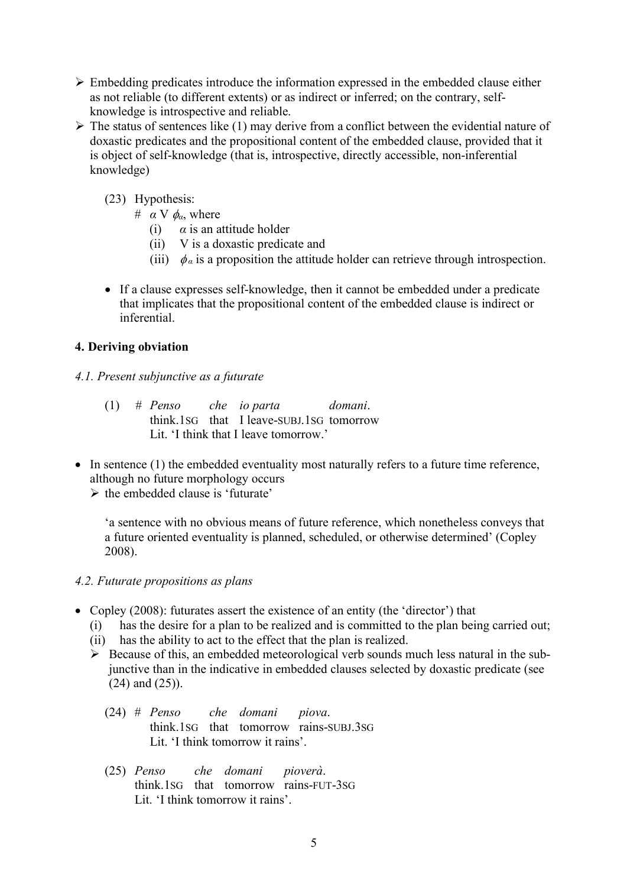- Embedding predicates introduce the information expressed in the embedded clause either as not reliable (to different extents) or as indirect or inferred; on the contrary, self-knowledge is introspective and reliable.
- The status of sentences like (1) may derive from a conflict between the evidential nature of doxastic predicates and the propositional content of the embedded clause, provided that it is object of self-knowledge (that is, introspective, directly accessible, non-inferential knowledge)

(23) Hypothesis:
 # $\alpha$ V $\phi_\alpha$, where
 (i) $\alpha$ is an attitude holder
 (ii) V is a doxastic predicate and
 (iii) $\phi_\alpha$ is a proposition the attitude holder can retrieve through introspection.

- If a clause expresses self-knowledge, then it cannot be embedded under a predicate that implicates that the propositional content of the embedded clause is indirect or inferential.

### 4. Deriving obviation

#### *4.1. Present subjunctive as a futurate*

(1) # *Penso che io parta domani.*
 think.1SG that I leave-SUBJ.1SG tomorrow
 Lit. 'I think that I leave tomorrow.'

- In sentence (1) the embedded eventuality most naturally refers to a future time reference, although no future morphology occurs
  - the embedded clause is 'futurate'

 'a sentence with no obvious means of future reference, which nonetheless conveys that a future oriented eventuality is planned, scheduled, or otherwise determined' (Copley 2008).

#### *4.2. Futurate propositions as plans*

- Copley (2008): futurates assert the existence of an entity (the 'director') that
  (i) has the desire for a plan to be realized and is committed to the plan being carried out;
  (ii) has the ability to act to the effect that the plan is realized.
  - Because of this, an embedded meteorological verb sounds much less natural in the subjunctive than in the indicative in embedded clauses selected by doxastic predicate (see (24) and (25)).

(24) # *Penso che domani piova.*
 think.1SG that tomorrow rains-SUBJ.3SG
 Lit. 'I think tomorrow it rains'.

(25) *Penso che domani pioverà.*
 think.1SG that tomorrow rains-FUT-3SG
 Lit. 'I think tomorrow it rains'.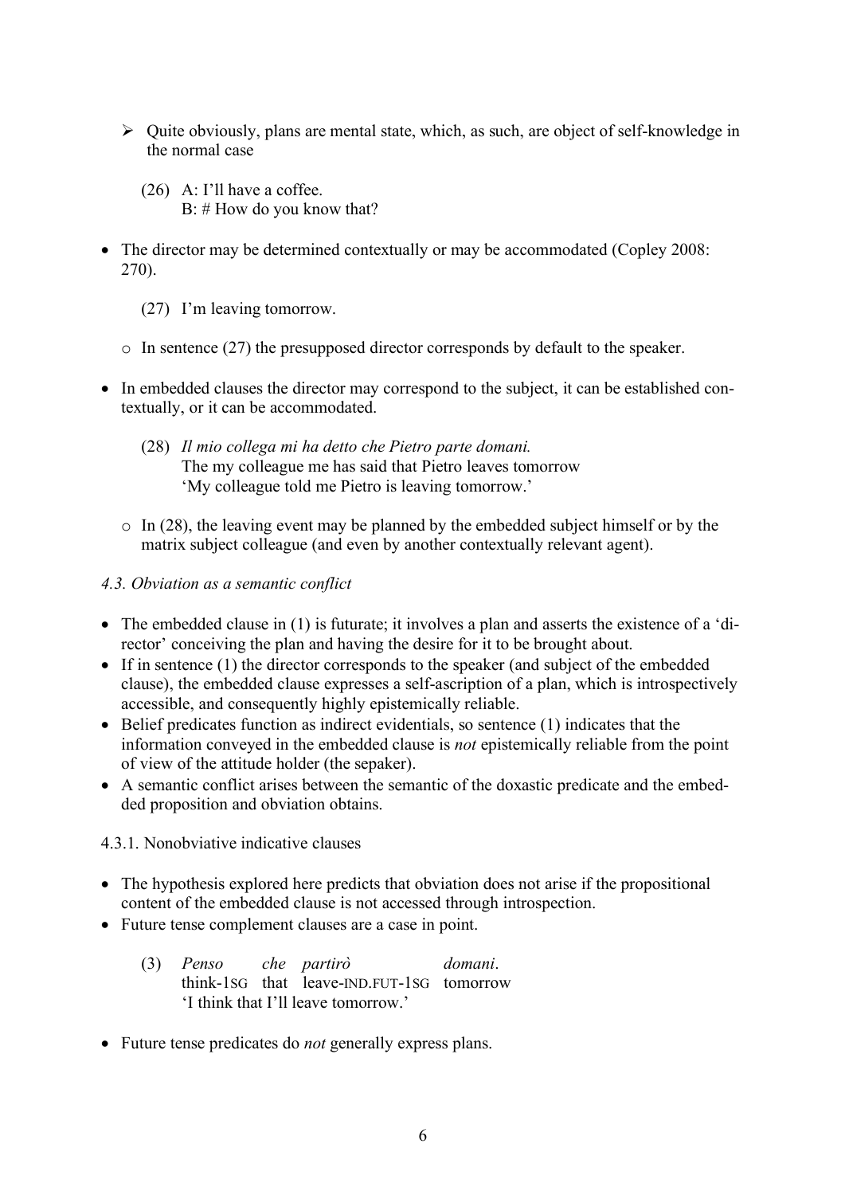- ➢ Quite obviously, plans are mental state, which, as such, are object of self-knowledge in the normal case

  (26) A: I'll have a coffee.
  B: # How do you know that?

- The director may be determined contextually or may be accommodated (Copley 2008: 270).

  (27) I'm leaving tomorrow.

  - o In sentence (27) the presupposed director corresponds by default to the speaker.

- In embedded clauses the director may correspond to the subject, it can be established contextually, or it can be accommodated.

  (28) *Il mio collega mi ha detto che Pietro parte domani.*
  The my colleague me has said that Pietro leaves tomorrow
  'My colleague told me Pietro is leaving tomorrow.'

  - o In (28), the leaving event may be planned by the embedded subject himself or by the matrix subject colleague (and even by another contextually relevant agent).

*4.3. Obviation as a semantic conflict*

- The embedded clause in (1) is futurate; it involves a plan and asserts the existence of a 'director' conceiving the plan and having the desire for it to be brought about.
- If in sentence (1) the director corresponds to the speaker (and subject of the embedded clause), the embedded clause expresses a self-ascription of a plan, which is introspectively accessible, and consequently highly epistemically reliable.
- Belief predicates function as indirect evidentials, so sentence (1) indicates that the information conveyed in the embedded clause is *not* epistemically reliable from the point of view of the attitude holder (the sepaker).
- A semantic conflict arises between the semantic of the doxastic predicate and the embedded proposition and obviation obtains.

4.3.1. Nonobviative indicative clauses

- The hypothesis explored here predicts that obviation does not arise if the propositional content of the embedded clause is not accessed through introspection.
- Future tense complement clauses are a case in point.

  (3) *Penso* *che* *partirò* *domani*.
  think-1SG that leave-IND.FUT-1SG tomorrow
  'I think that I'll leave tomorrow.'

- Future tense predicates do *not* generally express plans.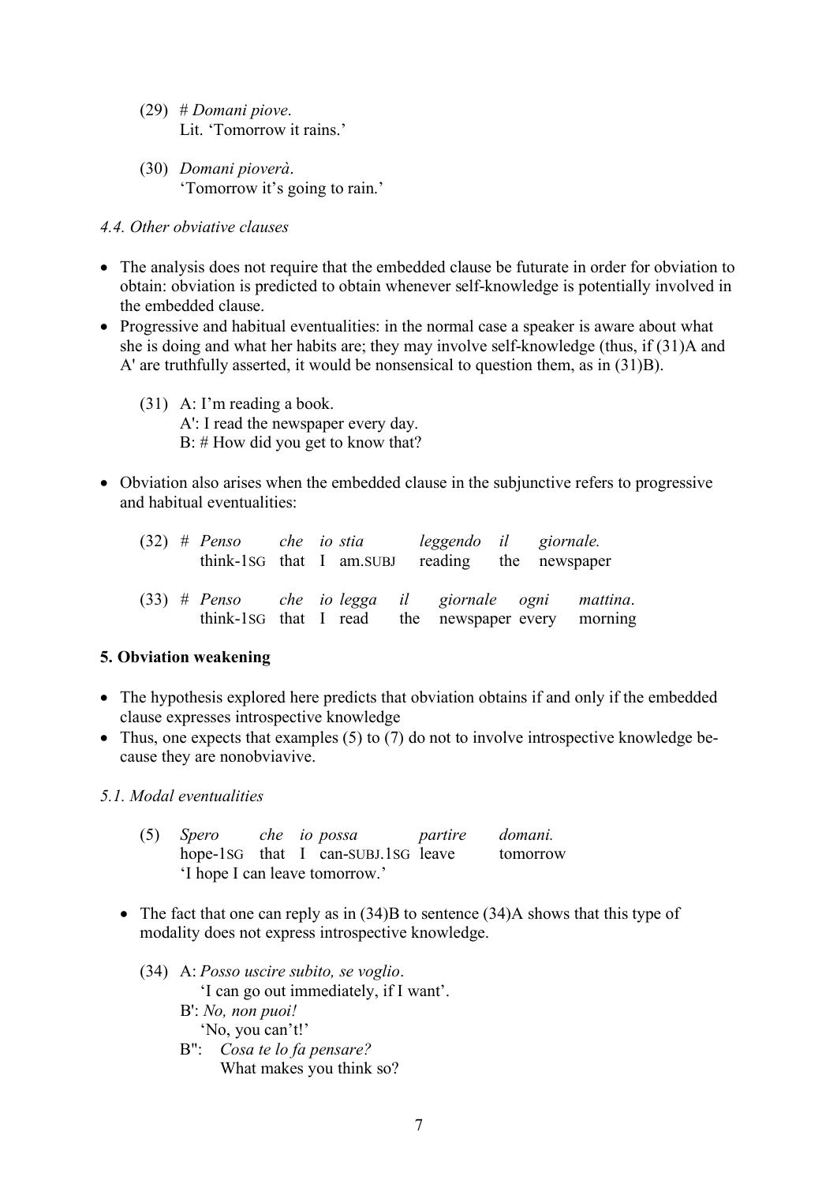(29) # *Domani piove*.
Lit. 'Tomorrow it rains.'

(30) *Domani pioverà*.
'Tomorrow it's going to rain.'

*4.4. Other obviative clauses*

- The analysis does not require that the embedded clause be futurate in order for obviation to obtain: obviation is predicted to obtain whenever self-knowledge is potentially involved in the embedded clause.
- Progressive and habitual eventualities: in the normal case a speaker is aware about what she is doing and what her habits are; they may involve self-knowledge (thus, if (31)A and A' are truthfully asserted, it would be nonsensical to question them, as in (31)B).

(31) A: I'm reading a book.
A': I read the newspaper every day.
B: # How did you get to know that?

- Obviation also arises when the embedded clause in the subjunctive refers to progressive and habitual eventualities:

(32) # *Penso che io stia leggendo il giornale.*
think-1SG that I am.SUBJ reading the newspaper

(33) # *Penso che io legga il giornale ogni mattina*.
think-1SG that I read the newspaper every morning

**5. Obviation weakening**

- The hypothesis explored here predicts that obviation obtains if and only if the embedded clause expresses introspective knowledge
- Thus, one expects that examples (5) to (7) do not to involve introspective knowledge because they are nonobviavive.

*5.1. Modal eventualities*

(5) *Spero che io possa partire domani.*
hope-1SG that I can-SUBJ.1SG leave tomorrow
'I hope I can leave tomorrow.'

- The fact that one can reply as in (34)B to sentence (34)A shows that this type of modality does not express introspective knowledge.

(34) A: *Posso uscire subito, se voglio*.
'I can go out immediately, if I want'.
B': *No, non puoi!*
'No, you can't!'
B": *Cosa te lo fa pensare?*
What makes you think so?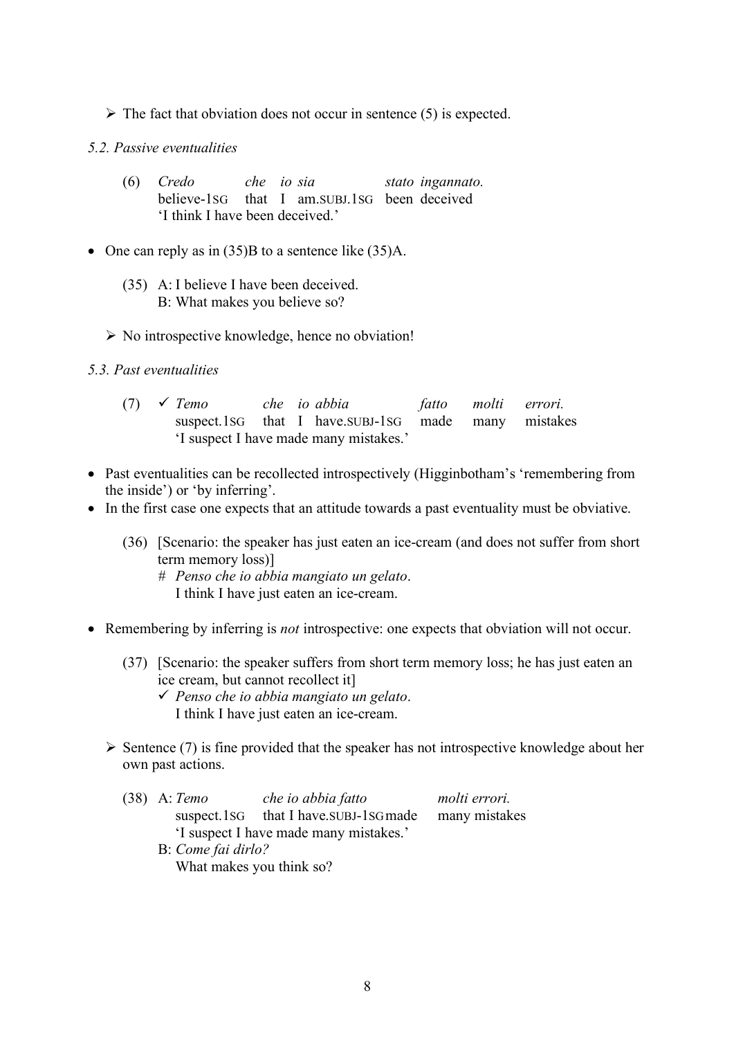➢ The fact that obviation does not occur in sentence (5) is expected.

*5.2. Passive eventualities*

(6) *Credo che io sia stato ingannato.*
believe-1SG that I am.SUBJ.1SG been deceived
'I think I have been deceived.'

- One can reply as in (35)B to a sentence like (35)A.

(35) A: I believe I have been deceived.
B: What makes you believe so?

➢ No introspective knowledge, hence no obviation!

*5.3. Past eventualities*

(7) ✓ *Temo che io abbia fatto molti errori.*
suspect.1SG that I have.SUBJ-1SG made many mistakes
'I suspect I have made many mistakes.'

- Past eventualities can be recollected introspectively (Higginbotham's 'remembering from the inside') or 'by inferring'.
- In the first case one expects that an attitude towards a past eventuality must be obviative.

(36) [Scenario: the speaker has just eaten an ice-cream (and does not suffer from short term memory loss)]
\# *Penso che io abbia mangiato un gelato*.
I think I have just eaten an ice-cream.

- Remembering by inferring is *not* introspective: one expects that obviation will not occur.

(37) [Scenario: the speaker suffers from short term memory loss; he has just eaten an ice cream, but cannot recollect it]
✓ *Penso che io abbia mangiato un gelato*.
I think I have just eaten an ice-cream.

➢ Sentence (7) is fine provided that the speaker has not introspective knowledge about her own past actions.

(38) A: *Temo che io abbia fatto molti errori.*
suspect.1SG that I have.SUBJ-1SG made many mistakes
'I suspect I have made many mistakes.'
B: *Come fai dirlo?*
What makes you think so?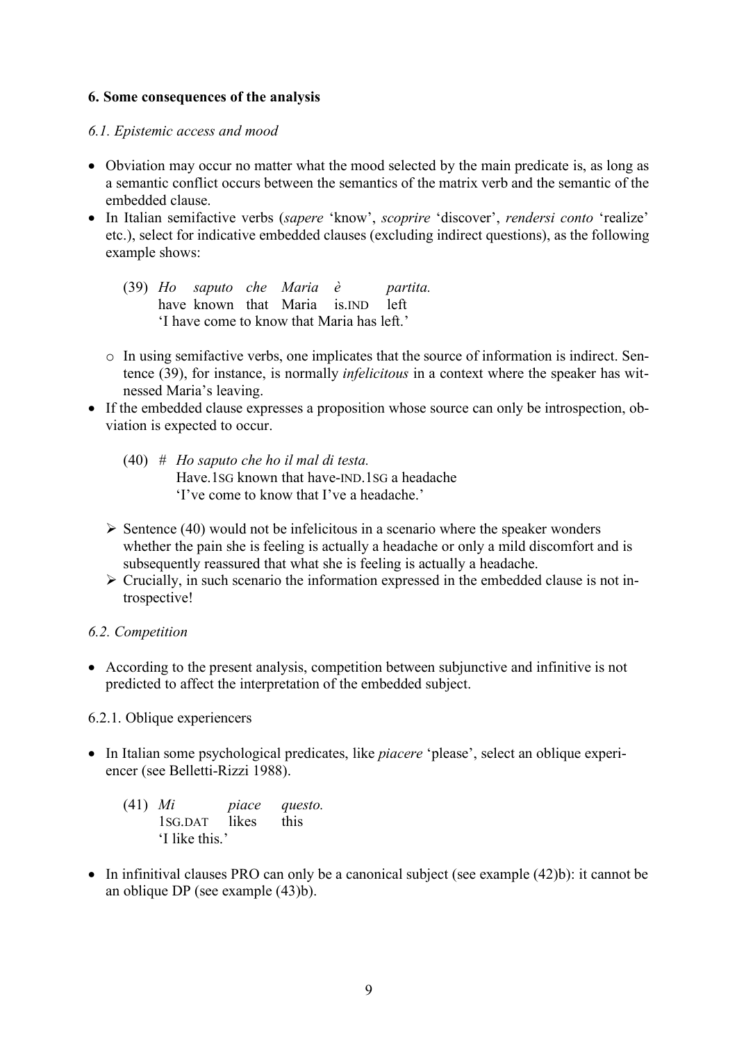### 6. Some consequences of the analysis

*6.1. Epistemic access and mood*

- Obviation may occur no matter what the mood selected by the main predicate is, as long as a semantic conflict occurs between the semantics of the matrix verb and the semantic of the embedded clause.
- In Italian semifactive verbs (*sapere* 'know', *scoprire* 'discover', *rendersi conto* 'realize' etc.), select for indicative embedded clauses (excluding indirect questions), as the following example shows:

  (39) *Ho saputo che Maria è partita.*
  have known that Maria is.IND left
  'I have come to know that Maria has left.'

  - In using semifactive verbs, one implicates that the source of information is indirect. Sentence (39), for instance, is normally *infelicitous* in a context where the speaker has witnessed Maria's leaving.
- If the embedded clause expresses a proposition whose source can only be introspection, obviation is expected to occur.

  (40) # *Ho saputo che ho il mal di testa.*
  Have.1SG known that have-IND.1SG a headache
  'I've come to know that I've a headache.'

  - Sentence (40) would not be infelicitous in a scenario where the speaker wonders whether the pain she is feeling is actually a headache or only a mild discomfort and is subsequently reassured that what she is feeling is actually a headache.
  - Crucially, in such scenario the information expressed in the embedded clause is not introspective!

*6.2. Competition*

- According to the present analysis, competition between subjunctive and infinitive is not predicted to affect the interpretation of the embedded subject.

6.2.1. Oblique experiencers

- In Italian some psychological predicates, like *piacere* 'please', select an oblique experiencer (see Belletti-Rizzi 1988).

  (41) *Mi piace questo.*
  1SG.DAT likes this
  'I like this.'

- In infinitival clauses PRO can only be a canonical subject (see example (42)b): it cannot be an oblique DP (see example (43)b).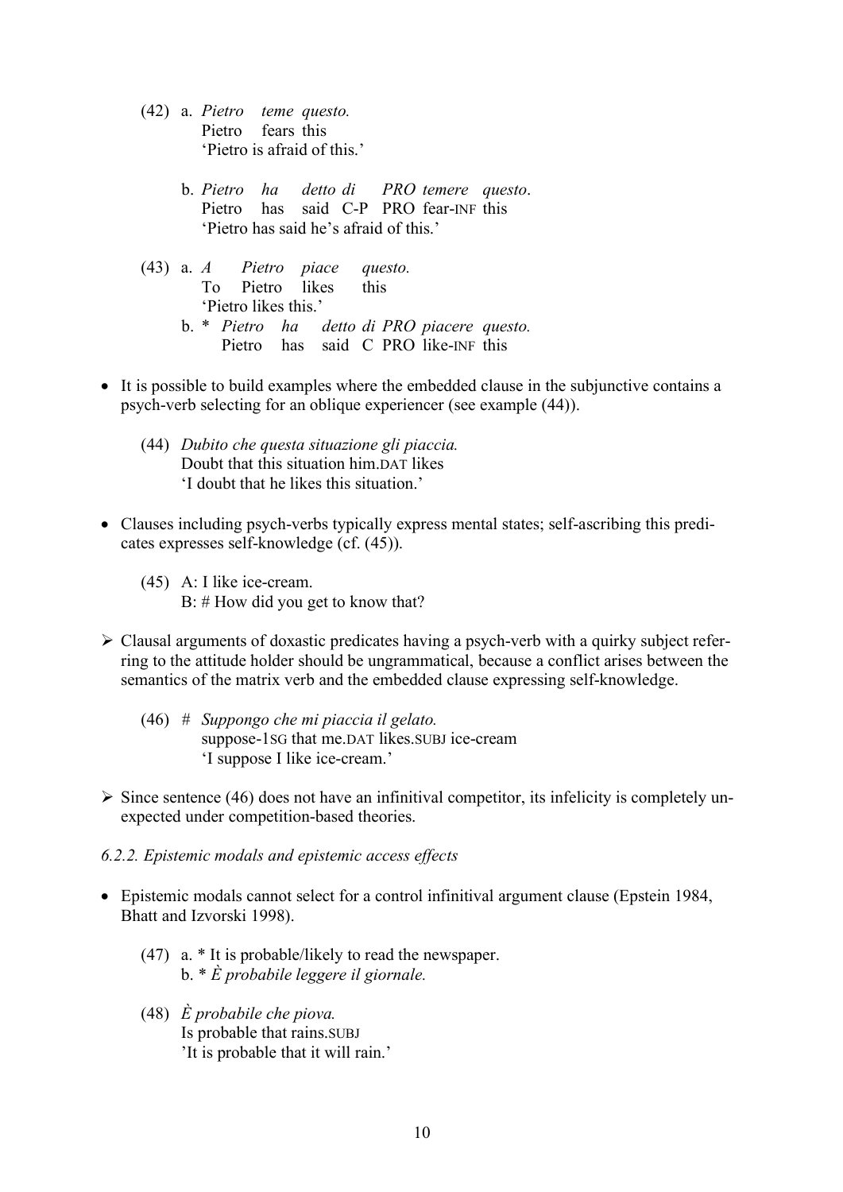(42) a. *Pietro teme questo.*  
Pietro fears this  
'Pietro is afraid of this.'

b. *Pietro ha detto di PRO temere questo*.  
Pietro has said C-P PRO fear-INF this  
'Pietro has said he's afraid of this.'

(43) a. *A Pietro piace questo.*  
To Pietro likes this  
'Pietro likes this.'

b. * *Pietro ha detto di PRO piacere questo.*  
Pietro has said C PRO like-INF this

- It is possible to build examples where the embedded clause in the subjunctive contains a psych-verb selecting for an oblique experiencer (see example (44)).

(44) *Dubito che questa situazione gli piaccia.*  
Doubt that this situation him.DAT likes  
'I doubt that he likes this situation.'

- Clauses including psych-verbs typically express mental states; self-ascribing this predicates expresses self-knowledge (cf. (45)).

(45) A: I like ice-cream.  
B: # How did you get to know that?

- Clausal arguments of doxastic predicates having a psych-verb with a quirky subject referring to the attitude holder should be ungrammatical, because a conflict arises between the semantics of the matrix verb and the embedded clause expressing self-knowledge.

(46) # *Suppongo che mi piaccia il gelato.*  
suppose-1SG that me.DAT likes.SUBJ ice-cream  
'I suppose I like ice-cream.'

- Since sentence (46) does not have an infinitival competitor, its infelicity is completely unexpected under competition-based theories.

*6.2.2. Epistemic modals and epistemic access effects*

- Epistemic modals cannot select for a control infinitival argument clause (Epstein 1984, Bhatt and Izvorski 1998).

(47) a. * It is probable/likely to read the newspaper.  
b. * *È probabile leggere il giornale.*

(48) *È probabile che piova.*  
Is probable that rains.SUBJ  
'It is probable that it will rain.'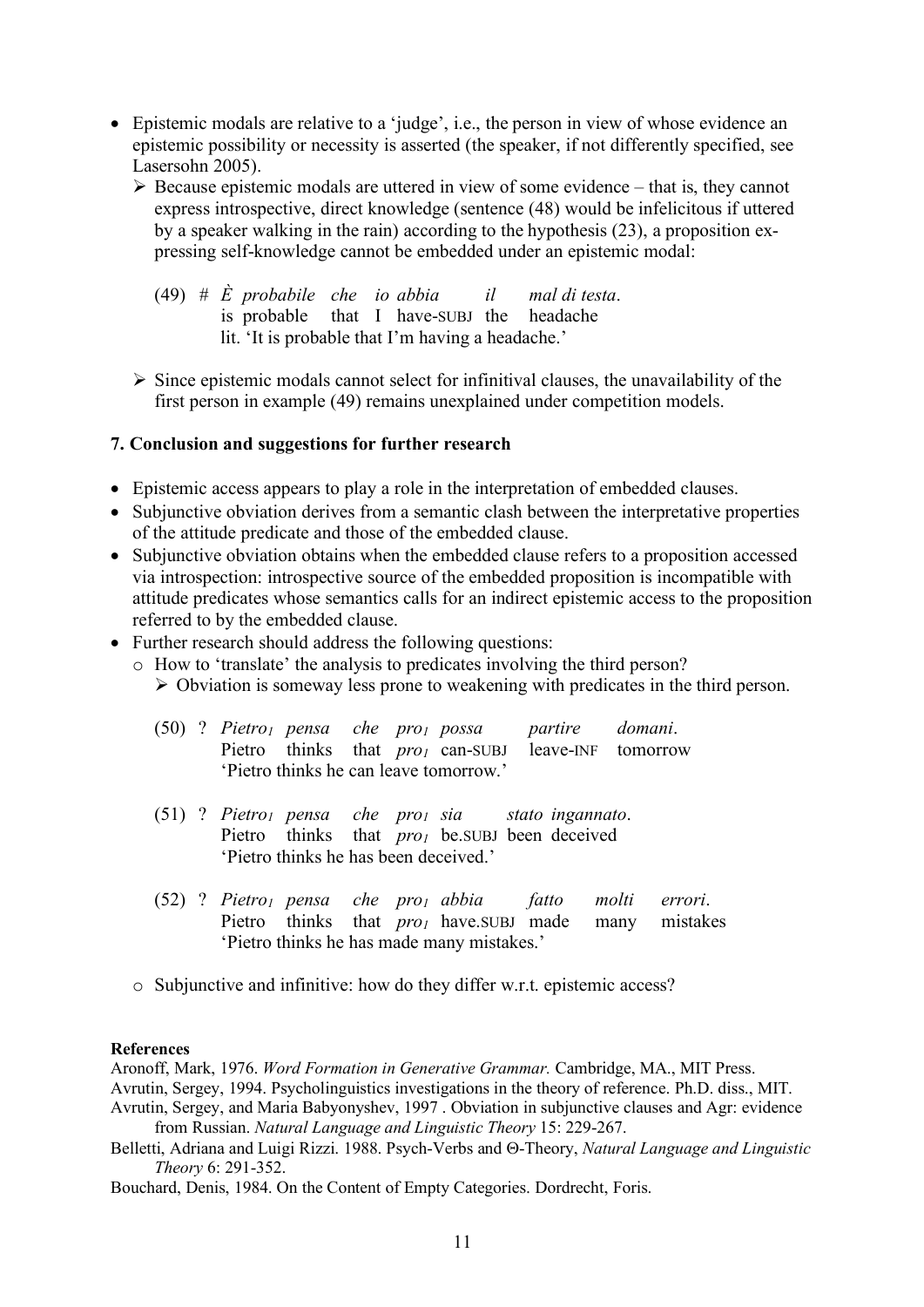- Epistemic modals are relative to a 'judge', i.e., the person in view of whose evidence an epistemic possibility or necessity is asserted (the speaker, if not differently specified, see Lasersohn 2005).
  - ➢ Because epistemic modals are uttered in view of some evidence – that is, they cannot express introspective, direct knowledge (sentence (48) would be infelicitous if uttered by a speaker walking in the rain) according to the hypothesis (23), a proposition expressing self-knowledge cannot be embedded under an epistemic modal:

(49) # *È probabile che io abbia il mal di testa*.
is probable that I have-SUBJ the headache
lit. 'It is probable that I'm having a headache.'

  - ➢ Since epistemic modals cannot select for infinitival clauses, the unavailability of the first person in example (49) remains unexplained under competition models.

**7. Conclusion and suggestions for further research**

- Epistemic access appears to play a role in the interpretation of embedded clauses.
- Subjunctive obviation derives from a semantic clash between the interpretative properties of the attitude predicate and those of the embedded clause.
- Subjunctive obviation obtains when the embedded clause refers to a proposition accessed via introspection: introspective source of the embedded proposition is incompatible with attitude predicates whose semantics calls for an indirect epistemic access to the proposition referred to by the embedded clause.
- Further research should address the following questions:
  - o How to 'translate' the analysis to predicates involving the third person?
    - ➢ Obviation is someway less prone to weakening with predicates in the third person.

(50) ? *Pietro$_1$ pensa che pro$_1$ possa partire domani*.
Pietro thinks that *pro$_1$* can-SUBJ leave-INF tomorrow
'Pietro thinks he can leave tomorrow.'

(51) ? *Pietro$_1$ pensa che pro$_1$ sia stato ingannato*.
Pietro thinks that *pro$_1$* be.SUBJ been deceived
'Pietro thinks he has been deceived.'

(52) ? *Pietro$_1$ pensa che pro$_1$ abbia fatto molti errori*.
Pietro thinks that *pro$_1$* have.SUBJ made many mistakes
'Pietro thinks he has made many mistakes.'

  - o Subjunctive and infinitive: how do they differ w.r.t. epistemic access?

**References**

Aronoff, Mark, 1976. *Word Formation in Generative Grammar.* Cambridge, MA., MIT Press.

Avrutin, Sergey, 1994. Psycholinguistics investigations in the theory of reference. Ph.D. diss., MIT.

Avrutin, Sergey, and Maria Babyonyshev, 1997 . Obviation in subjunctive clauses and Agr: evidence from Russian. *Natural Language and Linguistic Theory* 15: 229-267.

Belletti, Adriana and Luigi Rizzi. 1988. Psych-Verbs and Θ-Theory, *Natural Language and Linguistic Theory* 6: 291-352.

Bouchard, Denis, 1984. On the Content of Empty Categories. Dordrecht, Foris.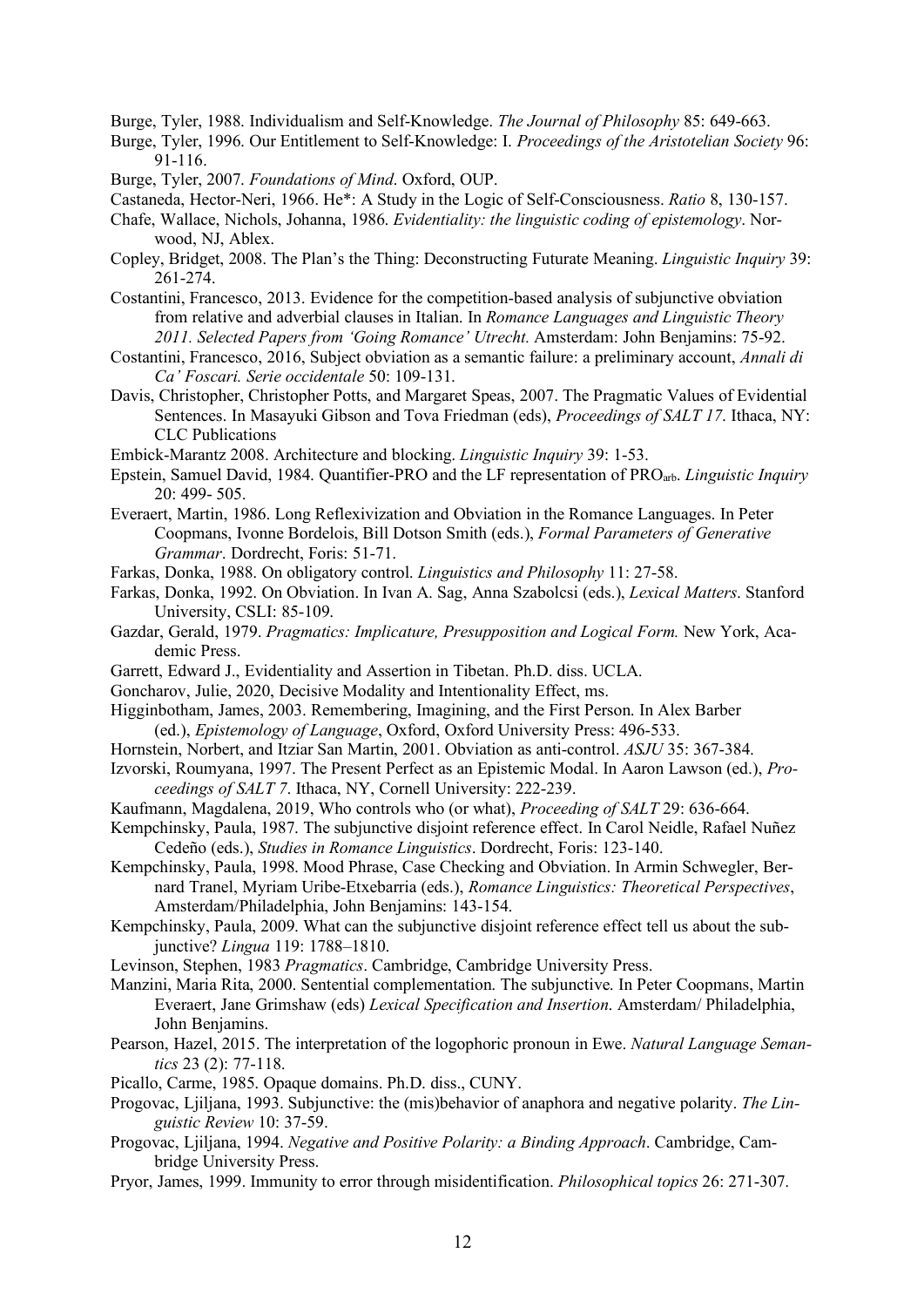Burge, Tyler, 1988. Individualism and Self-Knowledge. *The Journal of Philosophy* 85: 649-663.

Burge, Tyler, 1996. Our Entitlement to Self-Knowledge: I. *Proceedings of the Aristotelian Society* 96: 91-116.

Burge, Tyler, 2007. *Foundations of Mind*. Oxford, OUP.

Castaneda, Hector-Neri, 1966. He*: A Study in the Logic of Self-Consciousness. *Ratio* 8, 130-157.

Chafe, Wallace, Nichols, Johanna, 1986. *Evidentiality: the linguistic coding of epistemology*. Norwood, NJ, Ablex.

Copley, Bridget, 2008. The Plan's the Thing: Deconstructing Futurate Meaning. *Linguistic Inquiry* 39: 261-274.

Costantini, Francesco, 2013. Evidence for the competition-based analysis of subjunctive obviation from relative and adverbial clauses in Italian. In *Romance Languages and Linguistic Theory 2011. Selected Papers from 'Going Romance' Utrecht.* Amsterdam: John Benjamins: 75-92.

Costantini, Francesco, 2016, Subject obviation as a semantic failure: a preliminary account, *Annali di Ca' Foscari. Serie occidentale* 50: 109-131.

Davis, Christopher, Christopher Potts, and Margaret Speas, 2007. The Pragmatic Values of Evidential Sentences. In Masayuki Gibson and Tova Friedman (eds), *Proceedings of SALT 17*. Ithaca, NY: CLC Publications

Embick-Marantz 2008. Architecture and blocking. *Linguistic Inquiry* 39: 1-53.

Epstein, Samuel David, 1984. Quantifier-PRO and the LF representation of $\text{PRO}_{\text{arb}}$. *Linguistic Inquiry* 20: 499- 505.

Everaert, Martin, 1986. Long Reflexivization and Obviation in the Romance Languages. In Peter Coopmans, Ivonne Bordelois, Bill Dotson Smith (eds.), *Formal Parameters of Generative Grammar*. Dordrecht, Foris: 51-71.

Farkas, Donka, 1988. On obligatory control. *Linguistics and Philosophy* 11: 27-58.

Farkas, Donka, 1992. On Obviation. In Ivan A. Sag, Anna Szabolcsi (eds.), *Lexical Matters*. Stanford University, CSLI: 85-109.

Gazdar, Gerald, 1979. *Pragmatics: Implicature, Presupposition and Logical Form.* New York, Academic Press.

Garrett, Edward J., Evidentiality and Assertion in Tibetan. Ph.D. diss. UCLA.

Goncharov, Julie, 2020, Decisive Modality and Intentionality Effect, ms.

Higginbotham, James, 2003. Remembering, Imagining, and the First Person. In Alex Barber (ed.), *Epistemology of Language*, Oxford, Oxford University Press: 496-533.

Hornstein, Norbert, and Itziar San Martin, 2001. Obviation as anti-control. *ASJU* 35: 367-384.

Izvorski, Roumyana, 1997. The Present Perfect as an Epistemic Modal. In Aaron Lawson (ed.), *Proceedings of SALT 7*. Ithaca, NY, Cornell University: 222-239.

Kaufmann, Magdalena, 2019, Who controls who (or what), *Proceeding of SALT* 29: 636-664.

Kempchinsky, Paula, 1987. The subjunctive disjoint reference effect. In Carol Neidle, Rafael Nuñez Cedeño (eds.), *Studies in Romance Linguistics*. Dordrecht, Foris: 123-140.

Kempchinsky, Paula, 1998. Mood Phrase, Case Checking and Obviation. In Armin Schwegler, Bernard Tranel, Myriam Uribe-Etxebarria (eds.), *Romance Linguistics: Theoretical Perspectives*, Amsterdam/Philadelphia, John Benjamins: 143-154.

Kempchinsky, Paula, 2009. What can the subjunctive disjoint reference effect tell us about the subjunctive? *Lingua* 119: 1788–1810.

Levinson, Stephen, 1983 *Pragmatics*. Cambridge, Cambridge University Press.

Manzini, Maria Rita, 2000. Sentential complementation. The subjunctive. In Peter Coopmans, Martin Everaert, Jane Grimshaw (eds) *Lexical Specification and Insertion.* Amsterdam/ Philadelphia, John Benjamins.

Pearson, Hazel, 2015. The interpretation of the logophoric pronoun in Ewe. *Natural Language Semantics* 23 (2): 77-118.

Picallo, Carme, 1985. Opaque domains. Ph.D. diss., CUNY.

Progovac, Ljiljana, 1993. Subjunctive: the (mis)behavior of anaphora and negative polarity. *The Linguistic Review* 10: 37-59.

Progovac, Ljiljana, 1994. *Negative and Positive Polarity: a Binding Approach*. Cambridge, Cambridge University Press.

Pryor, James, 1999. Immunity to error through misidentification. *Philosophical topics* 26: 271-307.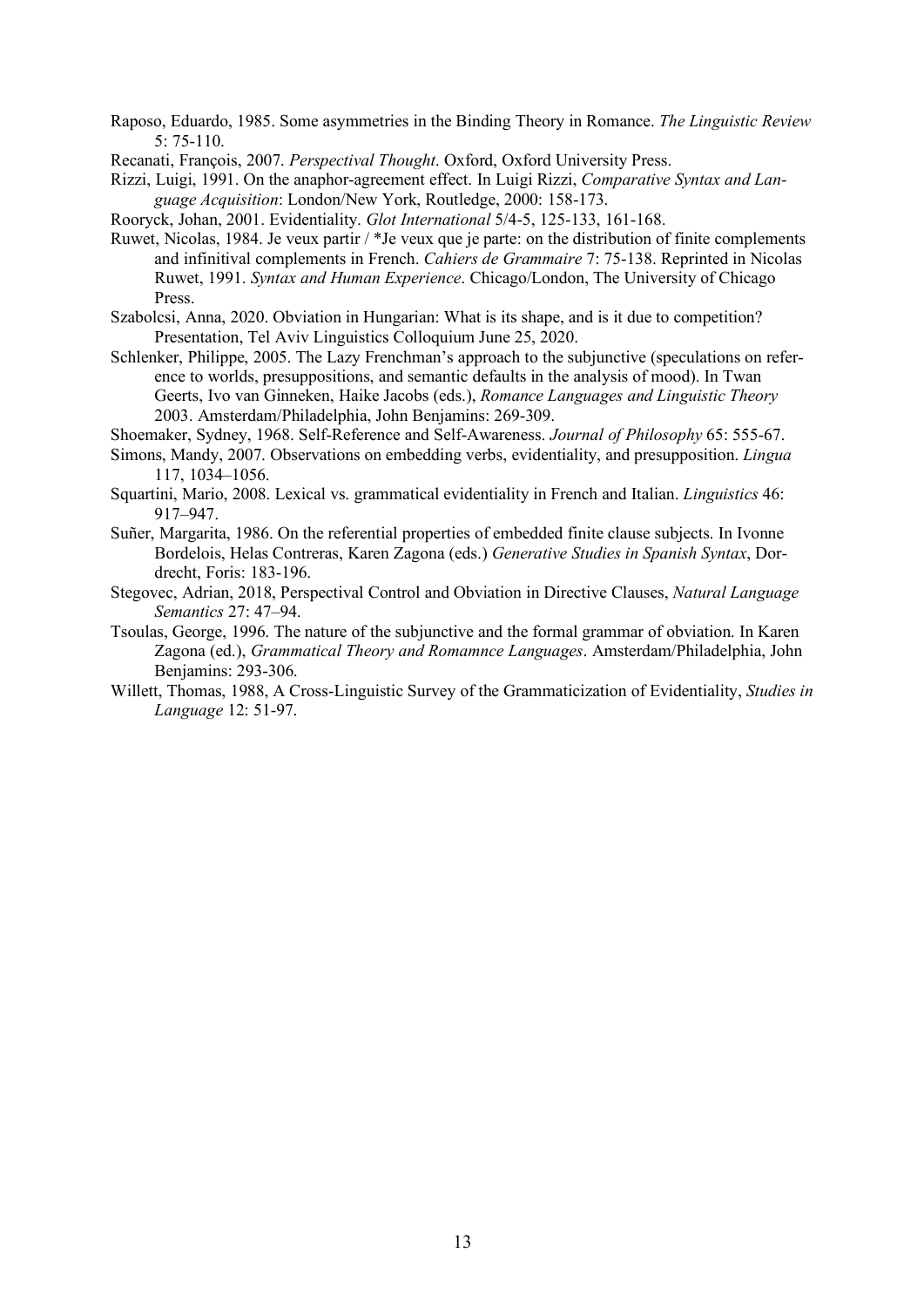Raposo, Eduardo, 1985. Some asymmetries in the Binding Theory in Romance. *The Linguistic Review* 5: 75-110.

Recanati, François, 2007. *Perspectival Thought*. Oxford, Oxford University Press.

Rizzi, Luigi, 1991. On the anaphor-agreement effect. In Luigi Rizzi, *Comparative Syntax and Language Acquisition*: London/New York, Routledge, 2000: 158-173.

Rooryck, Johan, 2001. Evidentiality. *Glot International* 5/4-5, 125-133, 161-168.

Ruwet, Nicolas, 1984. Je veux partir / *Je veux que je parte: on the distribution of finite complements and infinitival complements in French. *Cahiers de Grammaire* 7: 75-138. Reprinted in Nicolas Ruwet, 1991. *Syntax and Human Experience*. Chicago/London, The University of Chicago Press.

Szabolcsi, Anna, 2020. Obviation in Hungarian: What is its shape, and is it due to competition? Presentation, Tel Aviv Linguistics Colloquium June 25, 2020.

Schlenker, Philippe, 2005. The Lazy Frenchman's approach to the subjunctive (speculations on reference to worlds, presuppositions, and semantic defaults in the analysis of mood). In Twan Geerts, Ivo van Ginneken, Haike Jacobs (eds.), *Romance Languages and Linguistic Theory* 2003. Amsterdam/Philadelphia, John Benjamins: 269-309.

Shoemaker, Sydney, 1968. Self-Reference and Self-Awareness. *Journal of Philosophy* 65: 555-67.

Simons, Mandy, 2007. Observations on embedding verbs, evidentiality, and presupposition. *Lingua* 117, 1034–1056.

Squartini, Mario, 2008. Lexical vs. grammatical evidentiality in French and Italian. *Linguistics* 46: 917–947.

Suñer, Margarita, 1986. On the referential properties of embedded finite clause subjects. In Ivonne Bordelois, Helas Contreras, Karen Zagona (eds.) *Generative Studies in Spanish Syntax*, Dordrecht, Foris: 183-196.

Stegovec, Adrian, 2018, Perspectival Control and Obviation in Directive Clauses, *Natural Language Semantics* 27: 47–94.

Tsoulas, George, 1996. The nature of the subjunctive and the formal grammar of obviation. In Karen Zagona (ed.), *Grammatical Theory and Romamnce Languages*. Amsterdam/Philadelphia, John Benjamins: 293-306.

Willett, Thomas, 1988, A Cross-Linguistic Survey of the Grammaticization of Evidentiality, *Studies in Language* 12: 51-97.